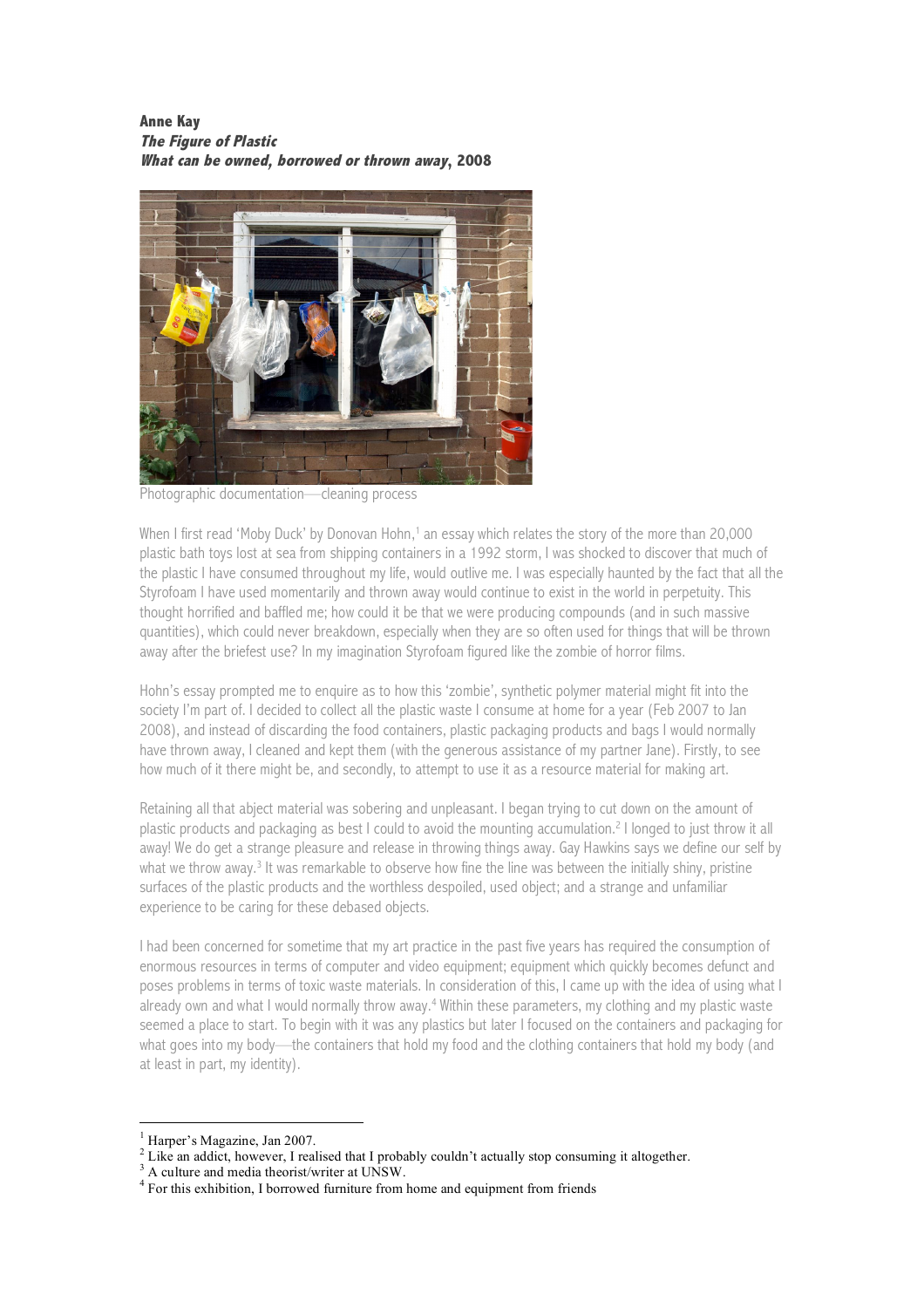**Anne Kay**
***The Figure of Plastic***
***What can be owned, borrowed or thrown away*, 2008**

Photographic documentation—cleaning process

When I first read 'Moby Duck' by Donovan Hohn,[1] an essay which relates the story of the more than 20,000 plastic bath toys lost at sea from shipping containers in a 1992 storm, I was shocked to discover that much of the plastic I have consumed throughout my life, would outlive me. I was especially haunted by the fact that all the Styrofoam I have used momentarily and thrown away would continue to exist in the world in perpetuity. This thought horrified and baffled me; how could it be that we were producing compounds (and in such massive quantities), which could never breakdown, especially when they are so often used for things that will be thrown away after the briefest use? In my imagination Styrofoam figured like the zombie of horror films.

Hohn's essay prompted me to enquire as to how this 'zombie', synthetic polymer material might fit into the society I'm part of. I decided to collect all the plastic waste I consume at home for a year (Feb 2007 to Jan 2008), and instead of discarding the food containers, plastic packaging products and bags I would normally have thrown away, I cleaned and kept them (with the generous assistance of my partner Jane). Firstly, to see how much of it there might be, and secondly, to attempt to use it as a resource material for making art.

Retaining all that abject material was sobering and unpleasant. I began trying to cut down on the amount of plastic products and packaging as best I could to avoid the mounting accumulation.[2] I longed to just throw it all away! We do get a strange pleasure and release in throwing things away. Gay Hawkins says we define our self by what we throw away.[3] It was remarkable to observe how fine the line was between the initially shiny, pristine surfaces of the plastic products and the worthless despoiled, used object; and a strange and unfamiliar experience to be caring for these debased objects.

I had been concerned for sometime that my art practice in the past five years has required the consumption of enormous resources in terms of computer and video equipment; equipment which quickly becomes defunct and poses problems in terms of toxic waste materials. In consideration of this, I came up with the idea of using what I already own and what I would normally throw away.[4] Within these parameters, my clothing and my plastic waste seemed a place to start. To begin with it was any plastics but later I focused on the containers and packaging for what goes into my body—the containers that hold my food and the clothing containers that hold my body (and at least in part, my identity).

---

[1] Harper's Magazine, Jan 2007.
[2] Like an addict, however, I realised that I probably couldn't actually stop consuming it altogether.
[3] A culture and media theorist/writer at UNSW.
[4] For this exhibition, I borrowed furniture from home and equipment from friends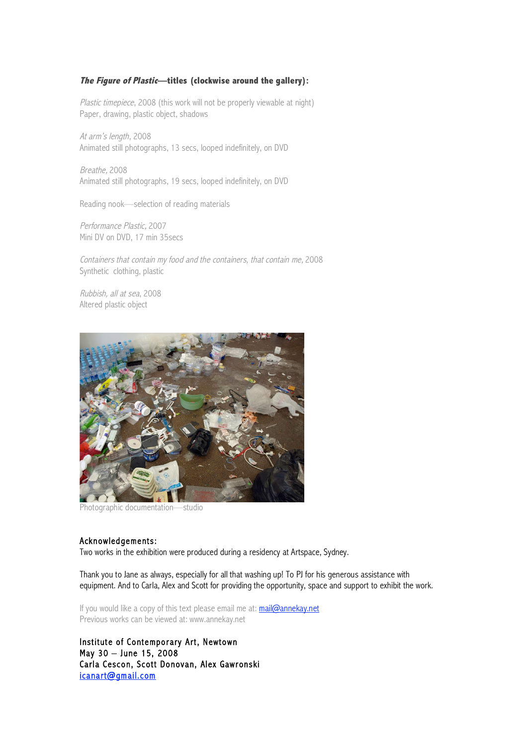**_The Figure of Plastic_—titles (clockwise around the gallery):**

*Plastic timepiece*, 2008 (this work will not be properly viewable at night)
Paper, drawing, plastic object, shadows

*At arm's length*, 2008
Animated still photographs, 13 secs, looped indefinitely, on DVD

*Breathe*, 2008
Animated still photographs, 19 secs, looped indefinitely, on DVD

Reading nook—selection of reading materials

*Performance Plastic*, 2007
Mini DV on DVD, 17 min 35secs

*Containers that contain my food and the containers, that contain me*, 2008
Synthetic clothing, plastic

*Rubbish, all at sea*, 2008
Altered plastic object

Photographic documentation—studio

Acknowledgements:
Two works in the exhibition were produced during a residency at Artspace, Sydney.

Thank you to Jane as always, especially for all that washing up! To PJ for his generous assistance with equipment. And to Carla, Alex and Scott for providing the opportunity, space and support to exhibit the work.

If you would like a copy of this text please email me at: mail@annekay.net
Previous works can be viewed at: www.annekay.net

Institute of Contemporary Art, Newtown
May 30 – June 15, 2008
Carla Cescon, Scott Donovan, Alex Gawronski
icanart@gmail.com